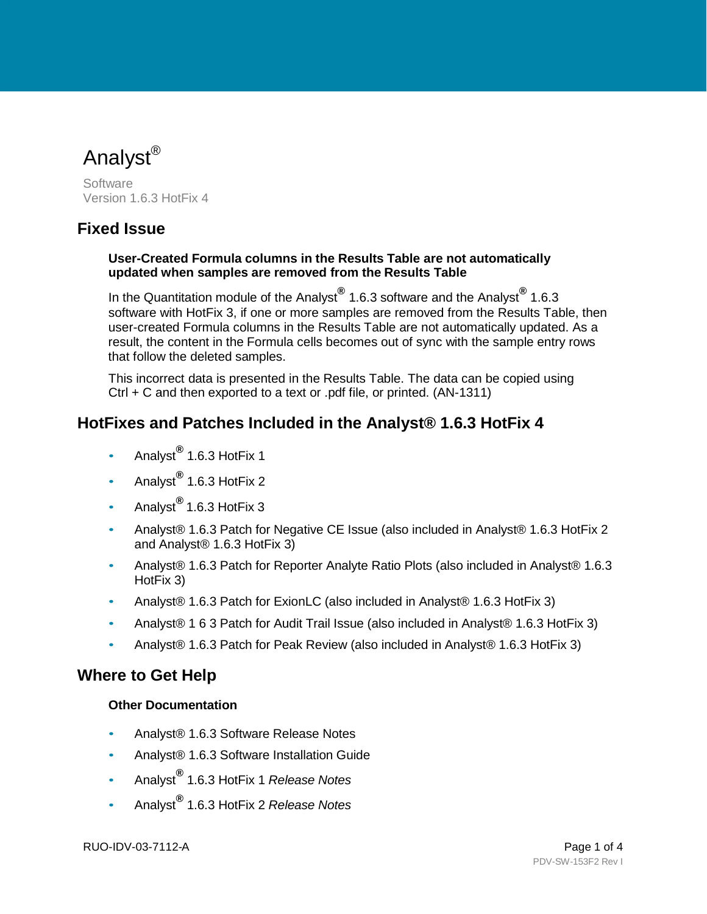# Analyst®

Software
Version 1.6.3 HotFix 4

## Fixed Issue

**User-Created Formula columns in the Results Table are not automatically updated when samples are removed from the Results Table**

In the Quantitation module of the Analyst® 1.6.3 software and the Analyst® 1.6.3 software with HotFix 3, if one or more samples are removed from the Results Table, then user-created Formula columns in the Results Table are not automatically updated. As a result, the content in the Formula cells becomes out of sync with the sample entry rows that follow the deleted samples.

This incorrect data is presented in the Results Table. The data can be copied using Ctrl + C and then exported to a text or .pdf file, or printed. (AN-1311)

## HotFixes and Patches Included in the Analyst® 1.6.3 HotFix 4

- Analyst® 1.6.3 HotFix 1
- Analyst® 1.6.3 HotFix 2
- Analyst® 1.6.3 HotFix 3
- Analyst® 1.6.3 Patch for Negative CE Issue (also included in Analyst® 1.6.3 HotFix 2 and Analyst® 1.6.3 HotFix 3)
- Analyst® 1.6.3 Patch for Reporter Analyte Ratio Plots (also included in Analyst® 1.6.3 HotFix 3)
- Analyst® 1.6.3 Patch for ExionLC (also included in Analyst® 1.6.3 HotFix 3)
- Analyst® 1 6 3 Patch for Audit Trail Issue (also included in Analyst® 1.6.3 HotFix 3)
- Analyst® 1.6.3 Patch for Peak Review (also included in Analyst® 1.6.3 HotFix 3)

## Where to Get Help

### Other Documentation

- Analyst® 1.6.3 Software Release Notes
- Analyst® 1.6.3 Software Installation Guide
- Analyst® 1.6.3 HotFix 1 *Release Notes*
- Analyst® 1.6.3 HotFix 2 *Release Notes*

RUO-IDV-03-7112-A

PDV-SW-153F2 Rev I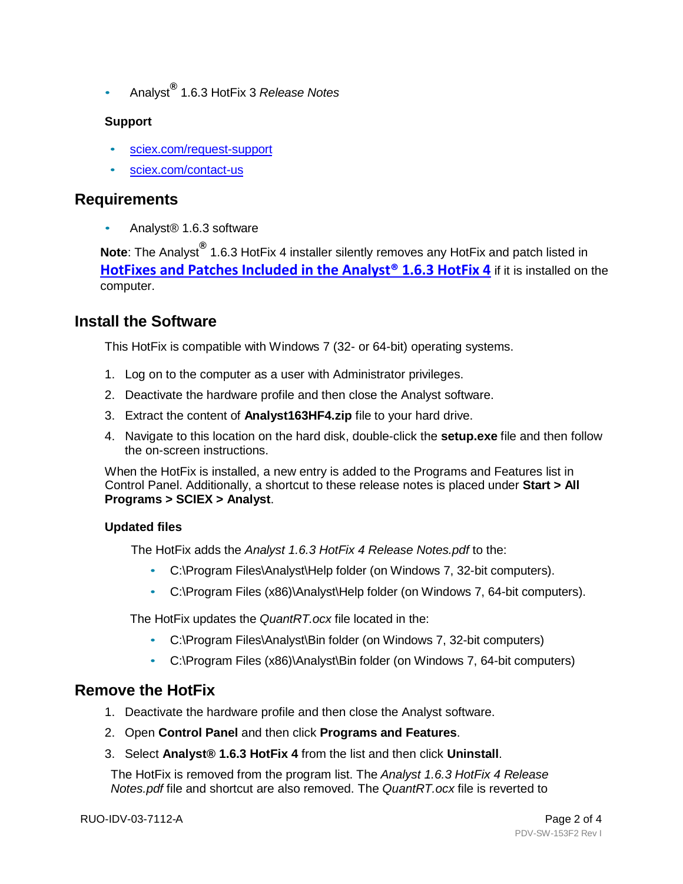- Analyst® 1.6.3 HotFix 3 *Release Notes*

### Support

- sciex.com/request-support
- sciex.com/contact-us

## Requirements

- Analyst® 1.6.3 software

**Note**: The Analyst® 1.6.3 HotFix 4 installer silently removes any HotFix and patch listed in **HotFixes and Patches Included in the Analyst® 1.6.3 HotFix 4** if it is installed on the computer.

## Install the Software

This HotFix is compatible with Windows 7 (32- or 64-bit) operating systems.

1. Log on to the computer as a user with Administrator privileges.
2. Deactivate the hardware profile and then close the Analyst software.
3. Extract the content of **Analyst163HF4.zip** file to your hard drive.
4. Navigate to this location on the hard disk, double-click the **setup.exe** file and then follow the on-screen instructions.

When the HotFix is installed, a new entry is added to the Programs and Features list in Control Panel. Additionally, a shortcut to these release notes is placed under **Start > All Programs > SCIEX > Analyst**.

### Updated files

The HotFix adds the *Analyst 1.6.3 HotFix 4 Release Notes.pdf* to the:

- C:\Program Files\Analyst\Help folder (on Windows 7, 32-bit computers).
- C:\Program Files (x86)\Analyst\Help folder (on Windows 7, 64-bit computers).

The HotFix updates the *QuantRT.ocx* file located in the:

- C:\Program Files\Analyst\Bin folder (on Windows 7, 32-bit computers)
- C:\Program Files (x86)\Analyst\Bin folder (on Windows 7, 64-bit computers)

## Remove the HotFix

1. Deactivate the hardware profile and then close the Analyst software.
2. Open **Control Panel** and then click **Programs and Features**.
3. Select **Analyst® 1.6.3 HotFix 4** from the list and then click **Uninstall**.

The HotFix is removed from the program list. The *Analyst 1.6.3 HotFix 4 Release Notes.pdf* file and shortcut are also removed. The *QuantRT.ocx* file is reverted to

RUO-IDV-03-7112-A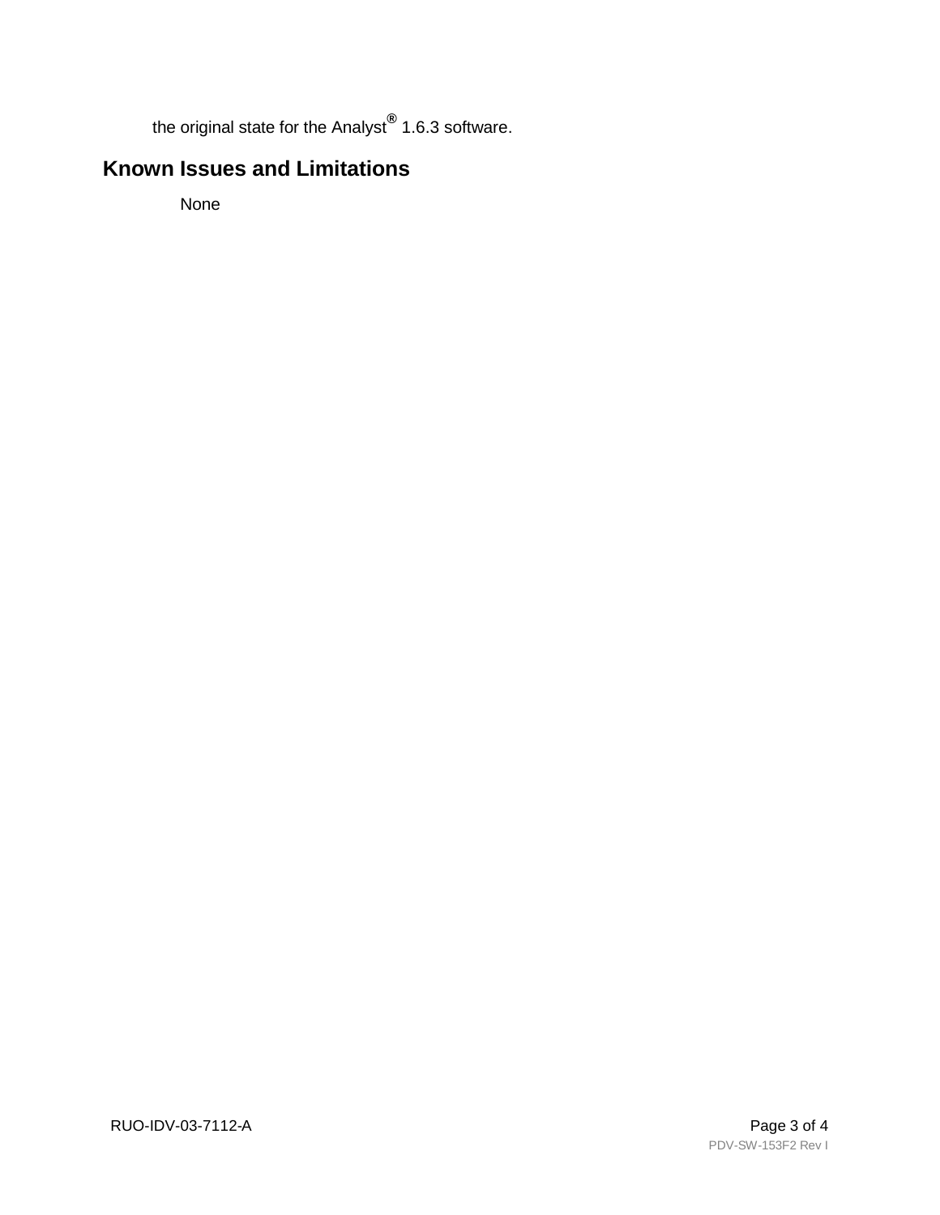the original state for the Analyst® 1.6.3 software.

## Known Issues and Limitations

None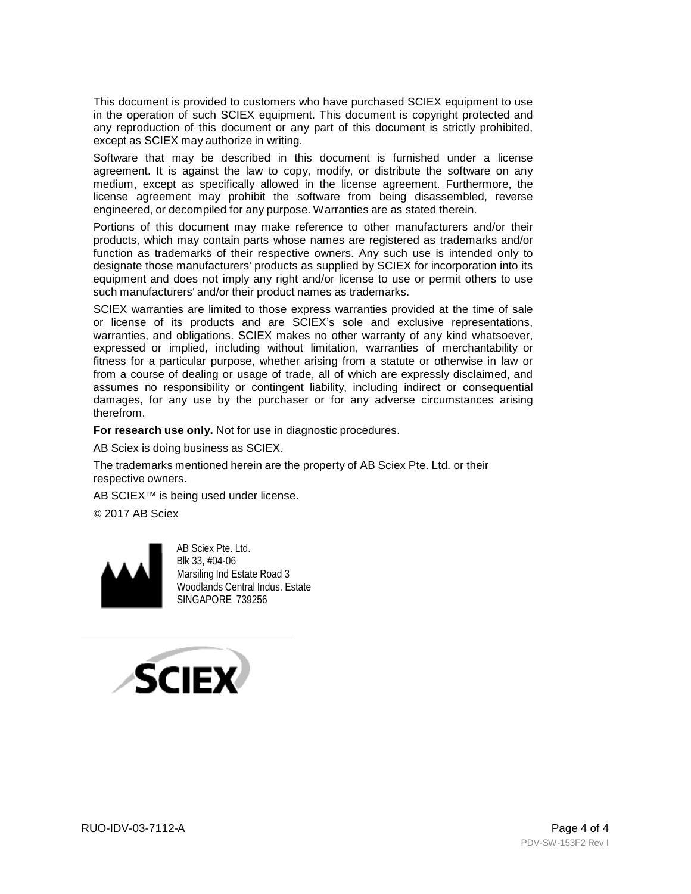This document is provided to customers who have purchased SCIEX equipment to use in the operation of such SCIEX equipment. This document is copyright protected and any reproduction of this document or any part of this document is strictly prohibited, except as SCIEX may authorize in writing.

Software that may be described in this document is furnished under a license agreement. It is against the law to copy, modify, or distribute the software on any medium, except as specifically allowed in the license agreement. Furthermore, the license agreement may prohibit the software from being disassembled, reverse engineered, or decompiled for any purpose. Warranties are as stated therein.

Portions of this document may make reference to other manufacturers and/or their products, which may contain parts whose names are registered as trademarks and/or function as trademarks of their respective owners. Any such use is intended only to designate those manufacturers' products as supplied by SCIEX for incorporation into its equipment and does not imply any right and/or license to use or permit others to use such manufacturers' and/or their product names as trademarks.

SCIEX warranties are limited to those express warranties provided at the time of sale or license of its products and are SCIEX's sole and exclusive representations, warranties, and obligations. SCIEX makes no other warranty of any kind whatsoever, expressed or implied, including without limitation, warranties of merchantability or fitness for a particular purpose, whether arising from a statute or otherwise in law or from a course of dealing or usage of trade, all of which are expressly disclaimed, and assumes no responsibility or contingent liability, including indirect or consequential damages, for any use by the purchaser or for any adverse circumstances arising therefrom.

**For research use only.** Not for use in diagnostic procedures.

AB Sciex is doing business as SCIEX.

The trademarks mentioned herein are the property of AB Sciex Pte. Ltd. or their respective owners.

AB SCIEX™ is being used under license.

© 2017 AB Sciex

AB Sciex Pte. Ltd.
Blk 33, #04-06
Marsiling Ind Estate Road 3
Woodlands Central Indus. Estate
SINGAPORE 739256

SCIEX

RUO-IDV-03-7112-A

PDV-SW-153F2 Rev I